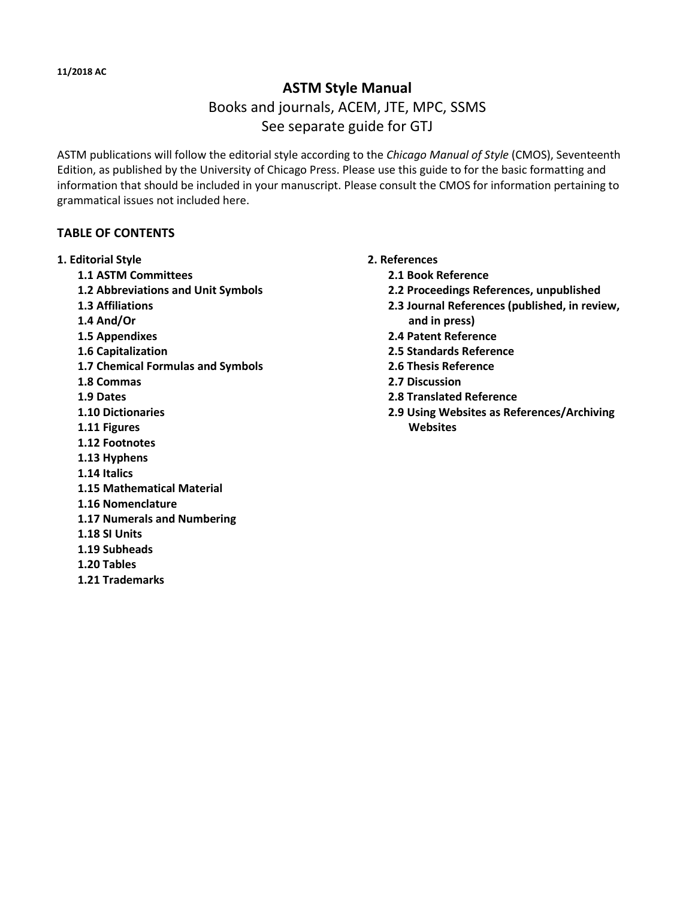**11/2018 AC**

# ASTM Style Manual

Books and journals, ACEM, JTE, MPC, SSMS

See separate guide for GTJ

ASTM publications will follow the editorial style according to the *Chicago Manual of Style* (CMOS), Seventeenth Edition, as published by the University of Chicago Press. Please use this guide to for the basic formatting and information that should be included in your manuscript. Please consult the CMOS for information pertaining to grammatical issues not included here.

## TABLE OF CONTENTS

**1. Editorial Style**

- **1.1 ASTM Committees**
- **1.2 Abbreviations and Unit Symbols**
- **1.3 Affiliations**
- **1.4 And/Or**
- **1.5 Appendixes**
- **1.6 Capitalization**
- **1.7 Chemical Formulas and Symbols**
- **1.8 Commas**
- **1.9 Dates**
- **1.10 Dictionaries**
- **1.11 Figures**
- **1.12 Footnotes**
- **1.13 Hyphens**
- **1.14 Italics**
- **1.15 Mathematical Material**
- **1.16 Nomenclature**
- **1.17 Numerals and Numbering**
- **1.18 SI Units**
- **1.19 Subheads**
- **1.20 Tables**
- **1.21 Trademarks**

**2. References**

- **2.1 Book Reference**
- **2.2 Proceedings References, unpublished**
- **2.3 Journal References (published, in review, and in press)**
- **2.4 Patent Reference**
- **2.5 Standards Reference**
- **2.6 Thesis Reference**
- **2.7 Discussion**
- **2.8 Translated Reference**
- **2.9 Using Websites as References/Archiving Websites**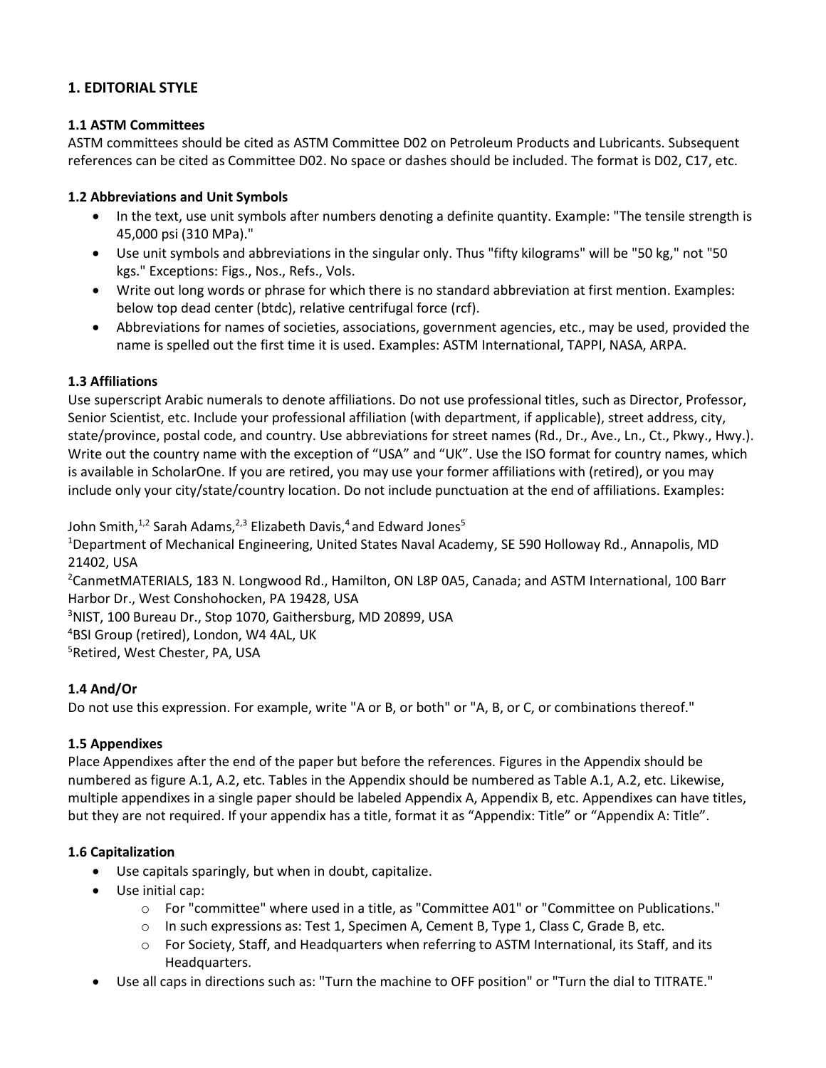## 1. EDITORIAL STYLE

### 1.1 ASTM Committees

ASTM committees should be cited as ASTM Committee D02 on Petroleum Products and Lubricants. Subsequent references can be cited as Committee D02. No space or dashes should be included. The format is D02, C17, etc.

### 1.2 Abbreviations and Unit Symbols

- In the text, use unit symbols after numbers denoting a definite quantity. Example: "The tensile strength is 45,000 psi (310 MPa)."
- Use unit symbols and abbreviations in the singular only. Thus "fifty kilograms" will be "50 kg," not "50 kgs." Exceptions: Figs., Nos., Refs., Vols.
- Write out long words or phrase for which there is no standard abbreviation at first mention. Examples: below top dead center (btdc), relative centrifugal force (rcf).
- Abbreviations for names of societies, associations, government agencies, etc., may be used, provided the name is spelled out the first time it is used. Examples: ASTM International, TAPPI, NASA, ARPA.

### 1.3 Affiliations

Use superscript Arabic numerals to denote affiliations. Do not use professional titles, such as Director, Professor, Senior Scientist, etc. Include your professional affiliation (with department, if applicable), street address, city, state/province, postal code, and country. Use abbreviations for street names (Rd., Dr., Ave., Ln., Ct., Pkwy., Hwy.). Write out the country name with the exception of "USA" and "UK". Use the ISO format for country names, which is available in ScholarOne. If you are retired, you may use your former affiliations with (retired), or you may include only your city/state/country location. Do not include punctuation at the end of affiliations. Examples:

John Smith,[1,2] Sarah Adams,[2,3] Elizabeth Davis,[4] and Edward Jones[5]

[1]Department of Mechanical Engineering, United States Naval Academy, SE 590 Holloway Rd., Annapolis, MD 21402, USA

[2]CanmetMATERIALS, 183 N. Longwood Rd., Hamilton, ON L8P 0A5, Canada; and ASTM International, 100 Barr Harbor Dr., West Conshohocken, PA 19428, USA

[3]NIST, 100 Bureau Dr., Stop 1070, Gaithersburg, MD 20899, USA

[4]BSI Group (retired), London, W4 4AL, UK

[5]Retired, West Chester, PA, USA

### 1.4 And/Or

Do not use this expression. For example, write "A or B, or both" or "A, B, or C, or combinations thereof."

### 1.5 Appendixes

Place Appendixes after the end of the paper but before the references. Figures in the Appendix should be numbered as figure A.1, A.2, etc. Tables in the Appendix should be numbered as Table A.1, A.2, etc. Likewise, multiple appendixes in a single paper should be labeled Appendix A, Appendix B, etc. Appendixes can have titles, but they are not required. If your appendix has a title, format it as "Appendix: Title" or "Appendix A: Title".

### 1.6 Capitalization

- Use capitals sparingly, but when in doubt, capitalize.
- Use initial cap:
  - For "committee" where used in a title, as "Committee A01" or "Committee on Publications."
  - In such expressions as: Test 1, Specimen A, Cement B, Type 1, Class C, Grade B, etc.
  - For Society, Staff, and Headquarters when referring to ASTM International, its Staff, and its Headquarters.
- Use all caps in directions such as: "Turn the machine to OFF position" or "Turn the dial to TITRATE."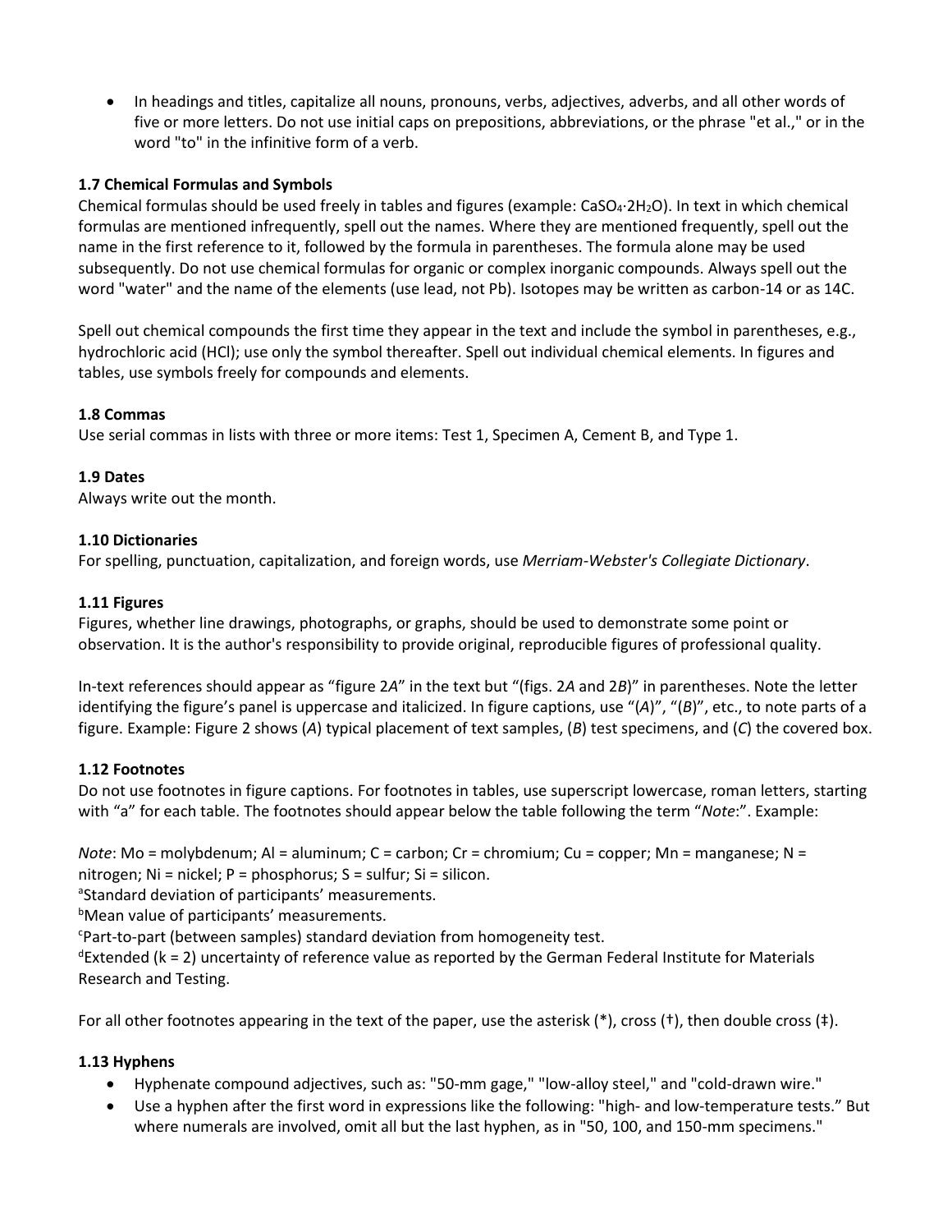- In headings and titles, capitalize all nouns, pronouns, verbs, adjectives, adverbs, and all other words of five or more letters. Do not use initial caps on prepositions, abbreviations, or the phrase "et al.," or in the word "to" in the infinitive form of a verb.

### 1.7 Chemical Formulas and Symbols

Chemical formulas should be used freely in tables and figures (example: $CaSO_4{\cdot}2H_2O$). In text in which chemical formulas are mentioned infrequently, spell out the names. Where they are mentioned frequently, spell out the name in the first reference to it, followed by the formula in parentheses. The formula alone may be used subsequently. Do not use chemical formulas for organic or complex inorganic compounds. Always spell out the word "water" and the name of the elements (use lead, not Pb). Isotopes may be written as carbon-14 or as 14C.

Spell out chemical compounds the first time they appear in the text and include the symbol in parentheses, e.g., hydrochloric acid (HCl); use only the symbol thereafter. Spell out individual chemical elements. In figures and tables, use symbols freely for compounds and elements.

### 1.8 Commas

Use serial commas in lists with three or more items: Test 1, Specimen A, Cement B, and Type 1.

### 1.9 Dates

Always write out the month.

### 1.10 Dictionaries

For spelling, punctuation, capitalization, and foreign words, use *Merriam-Webster's Collegiate Dictionary*.

### 1.11 Figures

Figures, whether line drawings, photographs, or graphs, should be used to demonstrate some point or observation. It is the author's responsibility to provide original, reproducible figures of professional quality.

In-text references should appear as "figure 2*A*" in the text but "(figs. 2*A* and 2*B*)" in parentheses. Note the letter identifying the figure's panel is uppercase and italicized. In figure captions, use "(*A*)", "(*B*)", etc., to note parts of a figure. Example: Figure 2 shows (*A*) typical placement of text samples, (*B*) test specimens, and (*C*) the covered box.

### 1.12 Footnotes

Do not use footnotes in figure captions. For footnotes in tables, use superscript lowercase, roman letters, starting with "a" for each table. The footnotes should appear below the table following the term "*Note*:". Example:

*Note*: Mo = molybdenum; Al = aluminum; C = carbon; Cr = chromium; Cu = copper; Mn = manganese; N = nitrogen; Ni = nickel; P = phosphorus; S = sulfur; Si = silicon.
[a]Standard deviation of participants' measurements.
[b]Mean value of participants' measurements.
[c]Part-to-part (between samples) standard deviation from homogeneity test.
[d]Extended (k = 2) uncertainty of reference value as reported by the German Federal Institute for Materials Research and Testing.

For all other footnotes appearing in the text of the paper, use the asterisk (*), cross (†), then double cross (‡).

### 1.13 Hyphens

- Hyphenate compound adjectives, such as: "50-mm gage," "low-alloy steel," and "cold-drawn wire."
- Use a hyphen after the first word in expressions like the following: "high- and low-temperature tests." But where numerals are involved, omit all but the last hyphen, as in "50, 100, and 150-mm specimens."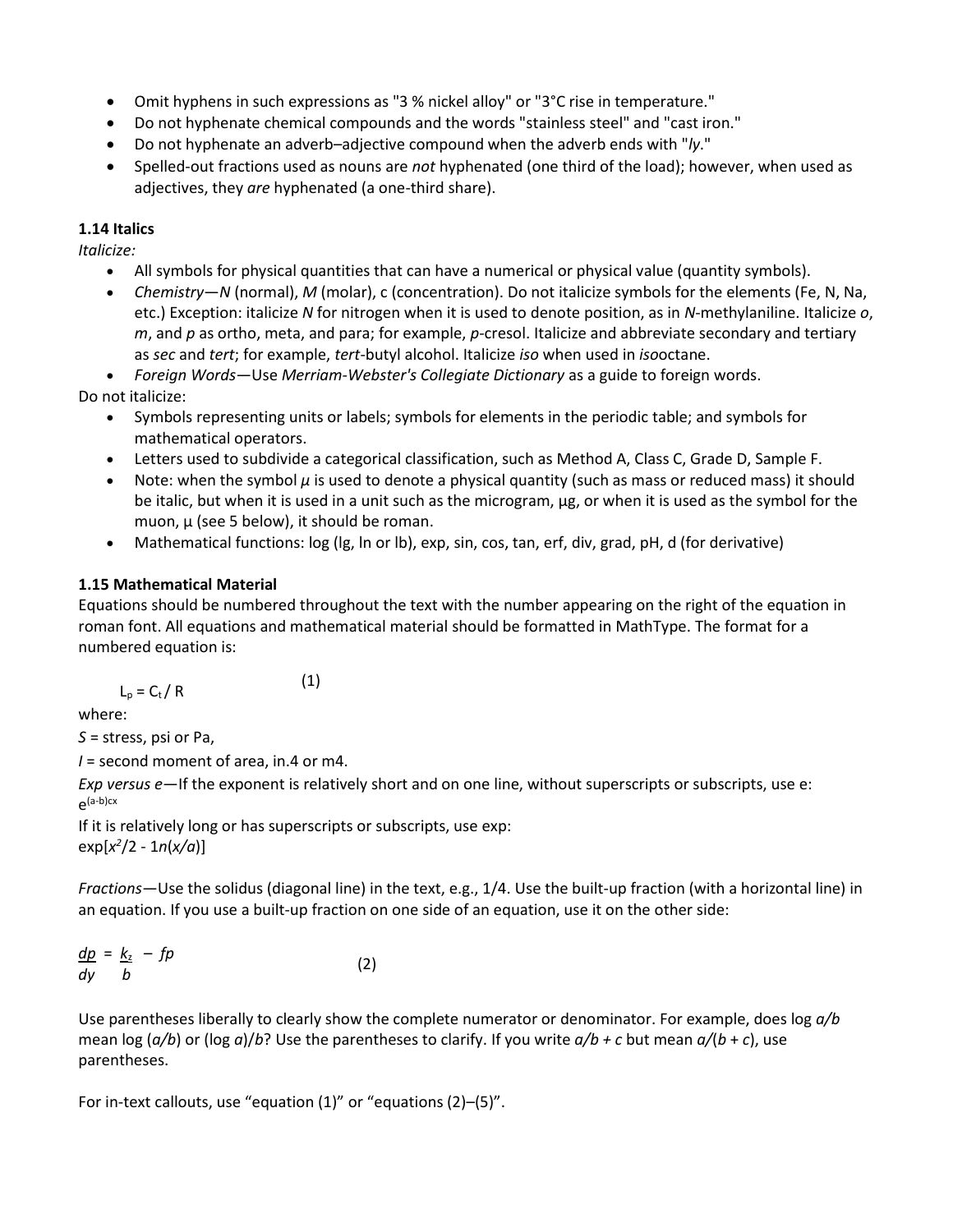- Omit hyphens in such expressions as "3 % nickel alloy" or "3°C rise in temperature."
- Do not hyphenate chemical compounds and the words "stainless steel" and "cast iron."
- Do not hyphenate an adverb–adjective compound when the adverb ends with "*ly*."
- Spelled-out fractions used as nouns are *not* hyphenated (one third of the load); however, when used as adjectives, they *are* hyphenated (a one-third share).

### 1.14 Italics

*Italicize:*

- All symbols for physical quantities that can have a numerical or physical value (quantity symbols).
- *Chemistry*—*N* (normal), *M* (molar), c (concentration). Do not italicize symbols for the elements (Fe, N, Na, etc.) Exception: italicize *N* for nitrogen when it is used to denote position, as in *N*-methylaniline. Italicize *o*, *m*, and *p* as ortho, meta, and para; for example, *p*-cresol. Italicize and abbreviate secondary and tertiary as *sec* and *tert*; for example, *tert*-butyl alcohol. Italicize *iso* when used in *iso*octane.
- *Foreign Words*—Use *Merriam-Webster's Collegiate Dictionary* as a guide to foreign words.

Do not italicize:

- Symbols representing units or labels; symbols for elements in the periodic table; and symbols for mathematical operators.
- Letters used to subdivide a categorical classification, such as Method A, Class C, Grade D, Sample F.
- Note: when the symbol *μ* is used to denote a physical quantity (such as mass or reduced mass) it should be italic, but when it is used in a unit such as the microgram, µg, or when it is used as the symbol for the muon, µ (see 5 below), it should be roman.
- Mathematical functions: log (lg, ln or lb), exp, sin, cos, tan, erf, div, grad, pH, d (for derivative)

### 1.15 Mathematical Material

Equations should be numbered throughout the text with the number appearing on the right of the equation in roman font. All equations and mathematical material should be formatted in MathType. The format for a numbered equation is:

$$\mathrm{L_p = C_t / R} \qquad (1)$$

where:

*S* = stress, psi or Pa,

*I* = second moment of area, in.4 or m4.

*Exp versus e*—If the exponent is relatively short and on one line, without superscripts or subscripts, use e: $e^{(a-b)cx}$

If it is relatively long or has superscripts or subscripts, use exp:
$\exp[x^2/2 - 1n(x/a)]$

*Fractions*—Use the solidus (diagonal line) in the text, e.g., 1/4. Use the built-up fraction (with a horizontal line) in an equation. If you use a built-up fraction on one side of an equation, use it on the other side:

$$\frac{dp}{dy} = \frac{k_z}{b} - fp \qquad (2)$$

Use parentheses liberally to clearly show the complete numerator or denominator. For example, does log *a/b* mean log (*a/b*) or (log *a*)/*b*? Use the parentheses to clarify. If you write *a/b + c* but mean *a/*(*b* + *c*), use parentheses.

For in-text callouts, use "equation (1)" or "equations (2)–(5)".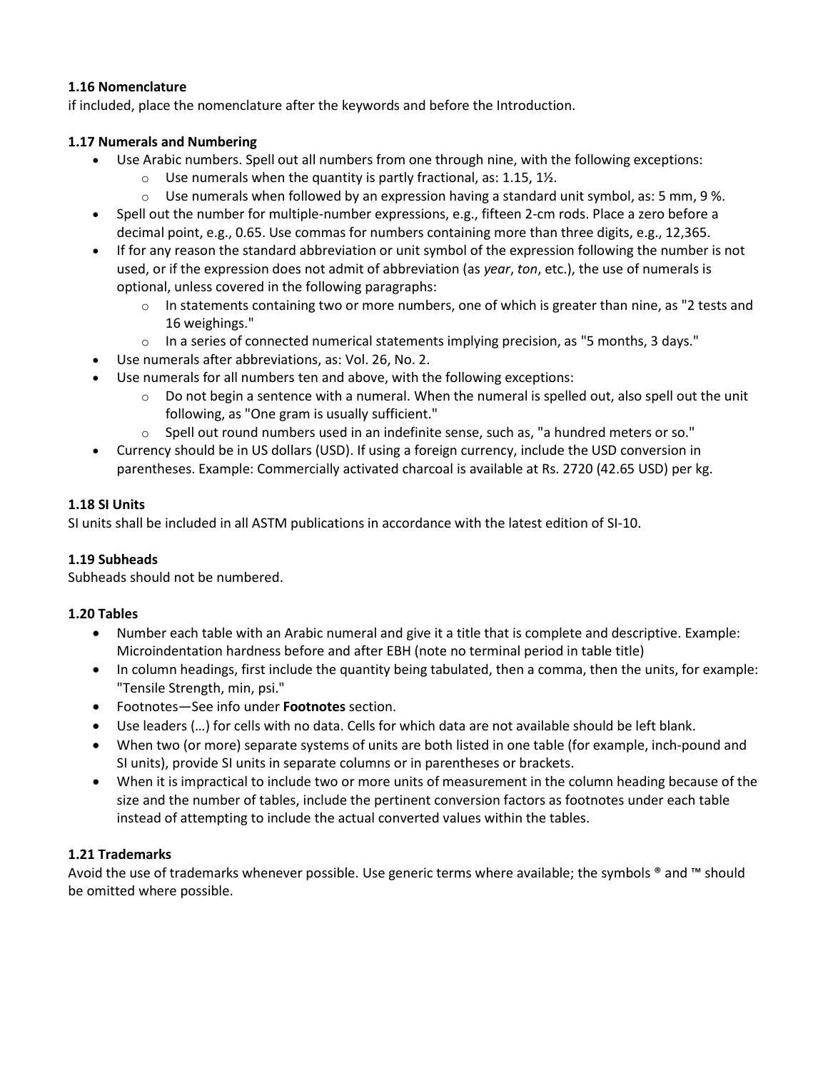### 1.16 Nomenclature

if included, place the nomenclature after the keywords and before the Introduction.

### 1.17 Numerals and Numbering

- Use Arabic numbers. Spell out all numbers from one through nine, with the following exceptions:
  - Use numerals when the quantity is partly fractional, as: 1.15, 1½.
  - Use numerals when followed by an expression having a standard unit symbol, as: 5 mm, 9 %.
- Spell out the number for multiple-number expressions, e.g., fifteen 2-cm rods. Place a zero before a decimal point, e.g., 0.65. Use commas for numbers containing more than three digits, e.g., 12,365.
- If for any reason the standard abbreviation or unit symbol of the expression following the number is not used, or if the expression does not admit of abbreviation (as *year*, *ton*, etc.), the use of numerals is optional, unless covered in the following paragraphs:
  - In statements containing two or more numbers, one of which is greater than nine, as "2 tests and 16 weighings."
  - In a series of connected numerical statements implying precision, as "5 months, 3 days."
- Use numerals after abbreviations, as: Vol. 26, No. 2.
- Use numerals for all numbers ten and above, with the following exceptions:
  - Do not begin a sentence with a numeral. When the numeral is spelled out, also spell out the unit following, as "One gram is usually sufficient."
  - Spell out round numbers used in an indefinite sense, such as, "a hundred meters or so."
- Currency should be in US dollars (USD). If using a foreign currency, include the USD conversion in parentheses. Example: Commercially activated charcoal is available at Rs. 2720 (42.65 USD) per kg.

### 1.18 SI Units

SI units shall be included in all ASTM publications in accordance with the latest edition of SI-10.

### 1.19 Subheads

Subheads should not be numbered.

### 1.20 Tables

- Number each table with an Arabic numeral and give it a title that is complete and descriptive. Example: Microindentation hardness before and after EBH (note no terminal period in table title)
- In column headings, first include the quantity being tabulated, then a comma, then the units, for example: "Tensile Strength, min, psi."
- Footnotes—See info under **Footnotes** section.
- Use leaders (…) for cells with no data. Cells for which data are not available should be left blank.
- When two (or more) separate systems of units are both listed in one table (for example, inch-pound and SI units), provide SI units in separate columns or in parentheses or brackets.
- When it is impractical to include two or more units of measurement in the column heading because of the size and the number of tables, include the pertinent conversion factors as footnotes under each table instead of attempting to include the actual converted values within the tables.

### 1.21 Trademarks

Avoid the use of trademarks whenever possible. Use generic terms where available; the symbols ® and ™ should be omitted where possible.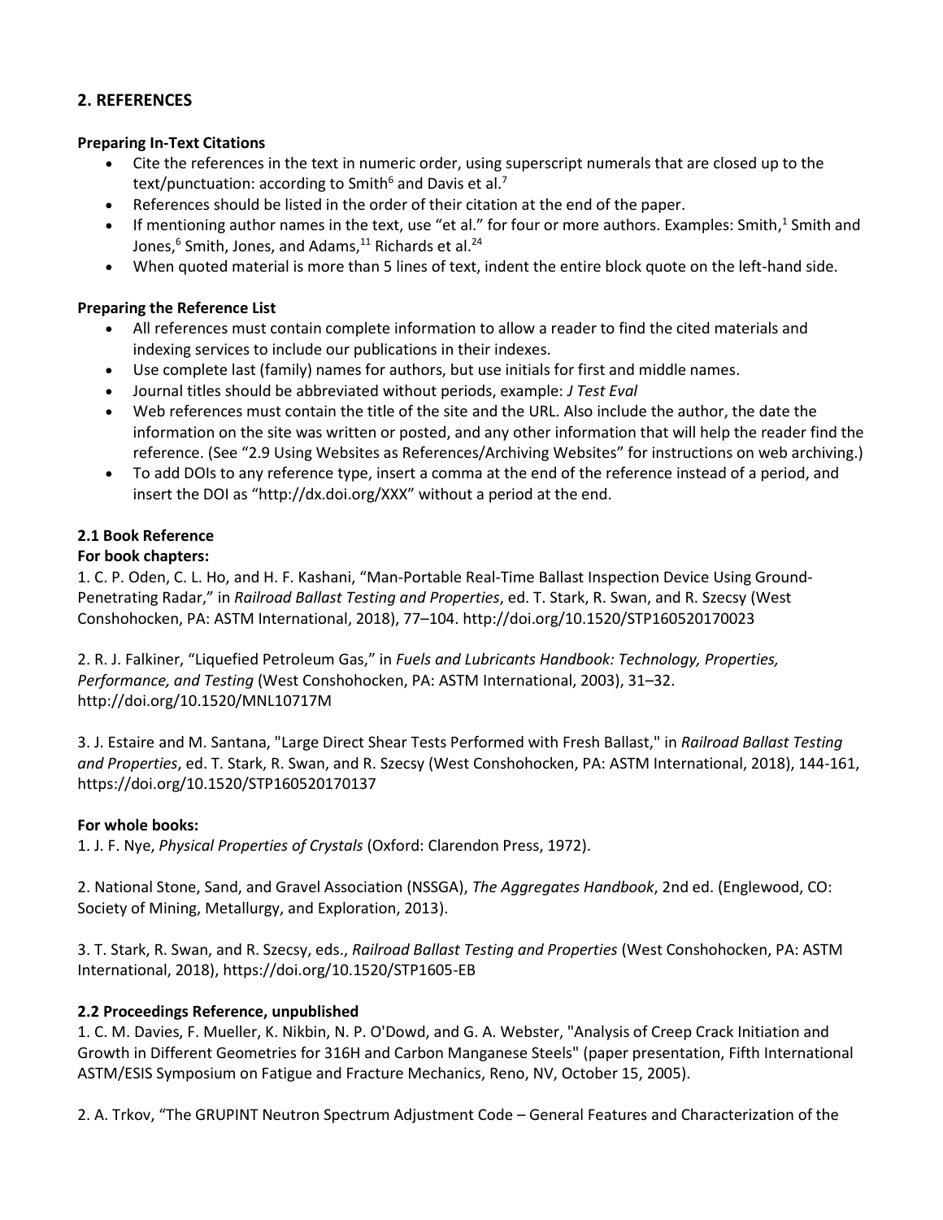## 2. REFERENCES

**Preparing In-Text Citations**

- Cite the references in the text in numeric order, using superscript numerals that are closed up to the text/punctuation: according to Smith[6] and Davis et al.[7]
- References should be listed in the order of their citation at the end of the paper.
- If mentioning author names in the text, use "et al." for four or more authors. Examples: Smith,[1] Smith and Jones,[6] Smith, Jones, and Adams,[11] Richards et al.[24]
- When quoted material is more than 5 lines of text, indent the entire block quote on the left-hand side.

**Preparing the Reference List**

- All references must contain complete information to allow a reader to find the cited materials and indexing services to include our publications in their indexes.
- Use complete last (family) names for authors, but use initials for first and middle names.
- Journal titles should be abbreviated without periods, example: *J Test Eval*
- Web references must contain the title of the site and the URL. Also include the author, the date the information on the site was written or posted, and any other information that will help the reader find the reference. (See "2.9 Using Websites as References/Archiving Websites" for instructions on web archiving.)
- To add DOIs to any reference type, insert a comma at the end of the reference instead of a period, and insert the DOI as "http://dx.doi.org/XXX" without a period at the end.

### 2.1 Book Reference

**For book chapters:**

1. C. P. Oden, C. L. Ho, and H. F. Kashani, "Man-Portable Real-Time Ballast Inspection Device Using Ground-Penetrating Radar," in *Railroad Ballast Testing and Properties*, ed. T. Stark, R. Swan, and R. Szecsy (West Conshohocken, PA: ASTM International, 2018), 77–104. http://doi.org/10.1520/STP160520170023

2. R. J. Falkiner, "Liquefied Petroleum Gas," in *Fuels and Lubricants Handbook: Technology, Properties, Performance, and Testing* (West Conshohocken, PA: ASTM International, 2003), 31–32. http://doi.org/10.1520/MNL10717M

3. J. Estaire and M. Santana, "Large Direct Shear Tests Performed with Fresh Ballast," in *Railroad Ballast Testing and Properties*, ed. T. Stark, R. Swan, and R. Szecsy (West Conshohocken, PA: ASTM International, 2018), 144-161, https://doi.org/10.1520/STP160520170137

**For whole books:**

1. J. F. Nye, *Physical Properties of Crystals* (Oxford: Clarendon Press, 1972).

2. National Stone, Sand, and Gravel Association (NSSGA), *The Aggregates Handbook*, 2nd ed. (Englewood, CO: Society of Mining, Metallurgy, and Exploration, 2013).

3. T. Stark, R. Swan, and R. Szecsy, eds., *Railroad Ballast Testing and Properties* (West Conshohocken, PA: ASTM International, 2018), https://doi.org/10.1520/STP1605-EB

### 2.2 Proceedings Reference, unpublished

1. C. M. Davies, F. Mueller, K. Nikbin, N. P. O'Dowd, and G. A. Webster, "Analysis of Creep Crack Initiation and Growth in Different Geometries for 316H and Carbon Manganese Steels" (paper presentation, Fifth International ASTM/ESIS Symposium on Fatigue and Fracture Mechanics, Reno, NV, October 15, 2005).

2. A. Trkov, "The GRUPINT Neutron Spectrum Adjustment Code – General Features and Characterization of the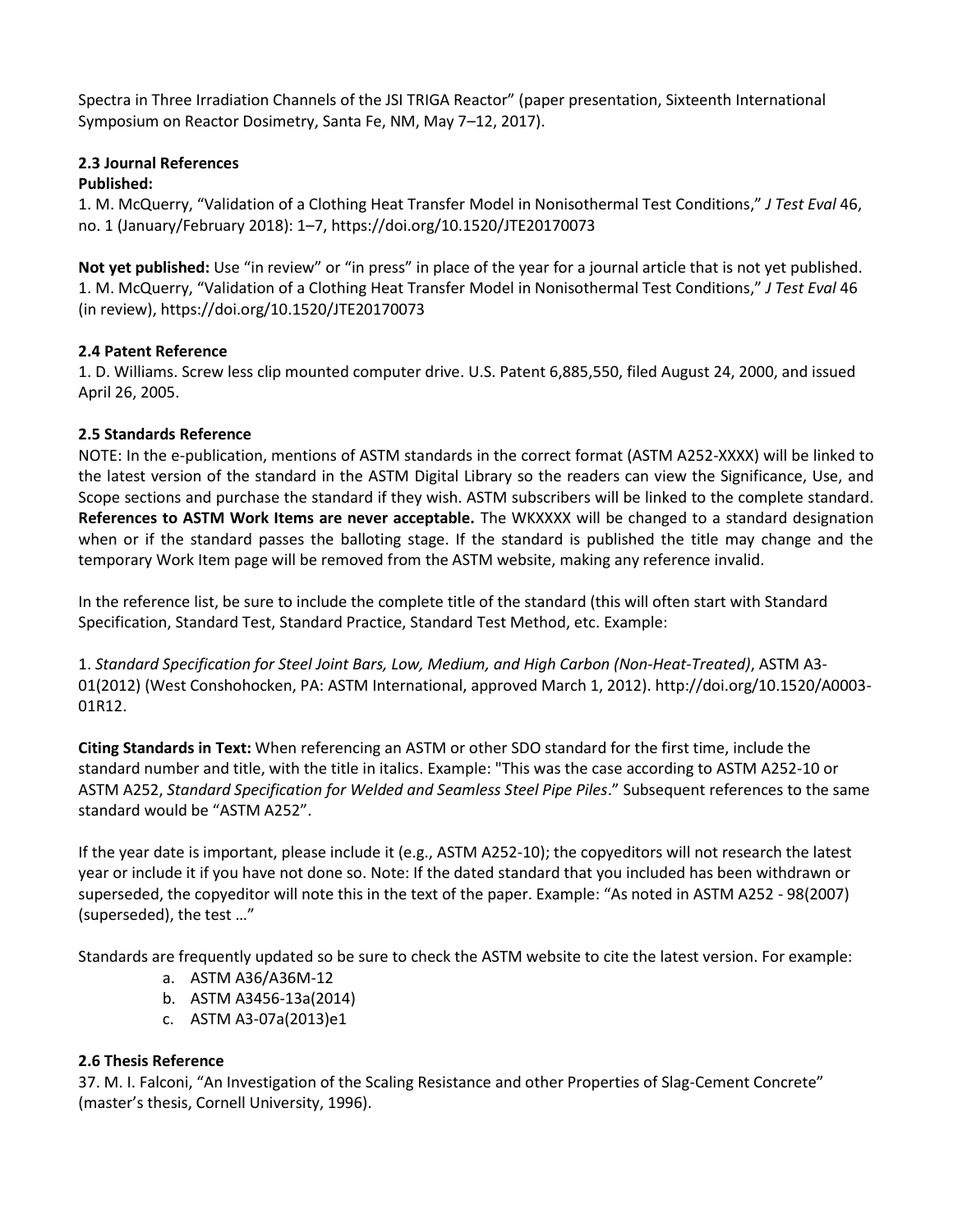Spectra in Three Irradiation Channels of the JSI TRIGA Reactor" (paper presentation, Sixteenth International Symposium on Reactor Dosimetry, Santa Fe, NM, May 7–12, 2017).

### 2.3 Journal References

**Published:**

1. M. McQuerry, "Validation of a Clothing Heat Transfer Model in Nonisothermal Test Conditions," *J Test Eval* 46, no. 1 (January/February 2018): 1–7, https://doi.org/10.1520/JTE20170073

**Not yet published:** Use "in review" or "in press" in place of the year for a journal article that is not yet published.

1. M. McQuerry, "Validation of a Clothing Heat Transfer Model in Nonisothermal Test Conditions," *J Test Eval* 46 (in review), https://doi.org/10.1520/JTE20170073

### 2.4 Patent Reference

1. D. Williams. Screw less clip mounted computer drive. U.S. Patent 6,885,550, filed August 24, 2000, and issued April 26, 2005.

### 2.5 Standards Reference

NOTE: In the e-publication, mentions of ASTM standards in the correct format (ASTM A252-XXXX) will be linked to the latest version of the standard in the ASTM Digital Library so the readers can view the Significance, Use, and Scope sections and purchase the standard if they wish. ASTM subscribers will be linked to the complete standard. **References to ASTM Work Items are never acceptable.** The WKXXXX will be changed to a standard designation when or if the standard passes the balloting stage. If the standard is published the title may change and the temporary Work Item page will be removed from the ASTM website, making any reference invalid.

In the reference list, be sure to include the complete title of the standard (this will often start with Standard Specification, Standard Test, Standard Practice, Standard Test Method, etc. Example:

1. *Standard Specification for Steel Joint Bars, Low, Medium, and High Carbon (Non-Heat-Treated)*, ASTM A3-01(2012) (West Conshohocken, PA: ASTM International, approved March 1, 2012). http://doi.org/10.1520/A0003-01R12.

**Citing Standards in Text:** When referencing an ASTM or other SDO standard for the first time, include the standard number and title, with the title in italics. Example: "This was the case according to ASTM A252-10 or ASTM A252, *Standard Specification for Welded and Seamless Steel Pipe Piles*." Subsequent references to the same standard would be "ASTM A252".

If the year date is important, please include it (e.g., ASTM A252-10); the copyeditors will not research the latest year or include it if you have not done so. Note: If the dated standard that you included has been withdrawn or superseded, the copyeditor will note this in the text of the paper. Example: "As noted in ASTM A252 - 98(2007) (superseded), the test …"

Standards are frequently updated so be sure to check the ASTM website to cite the latest version. For example:

a. ASTM A36/A36M-12
b. ASTM A3456-13a(2014)
c. ASTM A3-07a(2013)e1

### 2.6 Thesis Reference

37. M. I. Falconi, "An Investigation of the Scaling Resistance and other Properties of Slag-Cement Concrete" (master's thesis, Cornell University, 1996).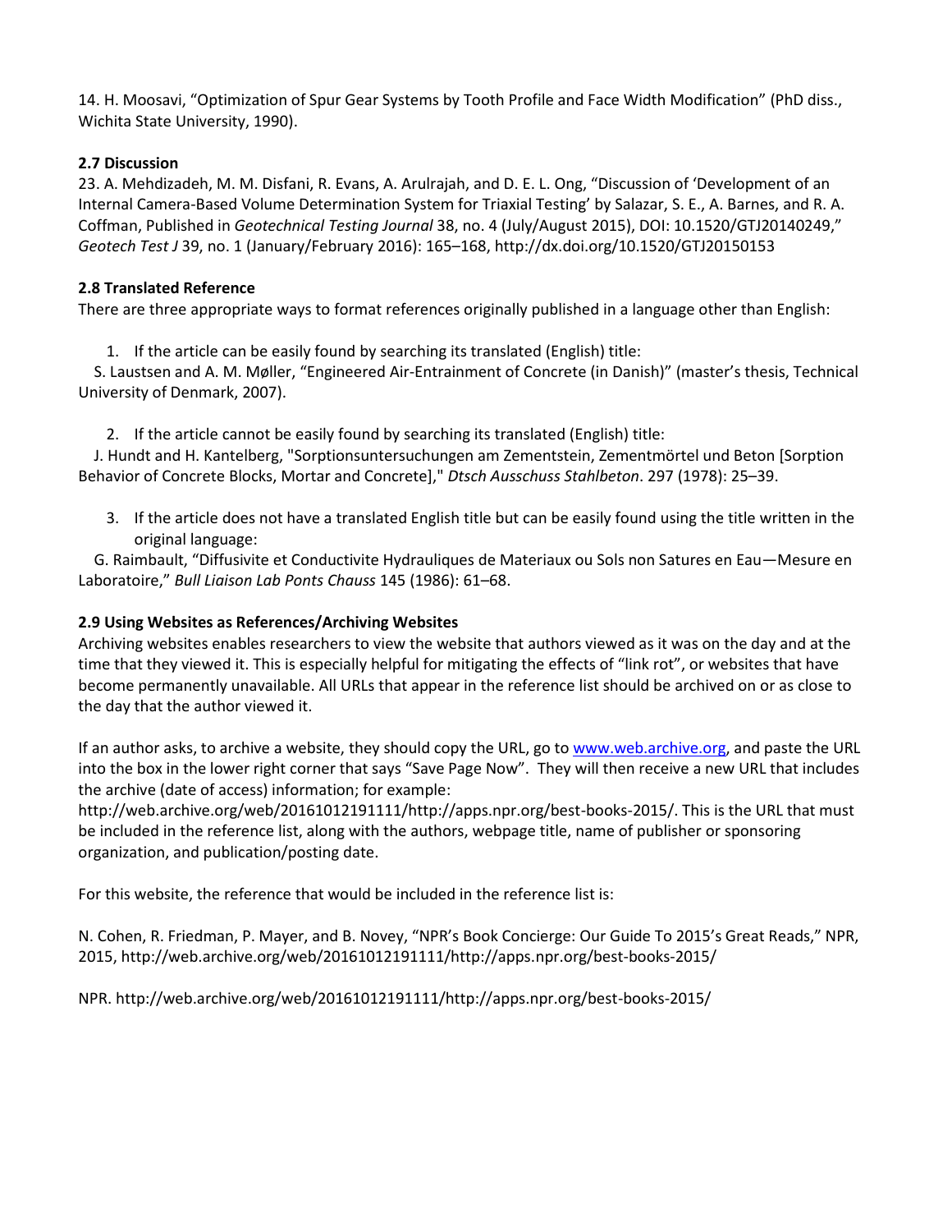14. H. Moosavi, “Optimization of Spur Gear Systems by Tooth Profile and Face Width Modification” (PhD diss., Wichita State University, 1990).

### 2.7 Discussion

23. A. Mehdizadeh, M. M. Disfani, R. Evans, A. Arulrajah, and D. E. L. Ong, “Discussion of ‘Development of an Internal Camera-Based Volume Determination System for Triaxial Testing’ by Salazar, S. E., A. Barnes, and R. A. Coffman, Published in *Geotechnical Testing Journal* 38, no. 4 (July/August 2015), DOI: 10.1520/GTJ20140249,” *Geotech Test J* 39, no. 1 (January/February 2016): 165–168, http://dx.doi.org/10.1520/GTJ20150153

### 2.8 Translated Reference

There are three appropriate ways to format references originally published in a language other than English:

1. If the article can be easily found by searching its translated (English) title:

S. Laustsen and A. M. Møller, “Engineered Air-Entrainment of Concrete (in Danish)” (master’s thesis, Technical University of Denmark, 2007).

2. If the article cannot be easily found by searching its translated (English) title:

J. Hundt and H. Kantelberg, "Sorptionsuntersuchungen am Zementstein, Zementmörtel und Beton [Sorption Behavior of Concrete Blocks, Mortar and Concrete]," *Dtsch Ausschuss Stahlbeton*. 297 (1978): 25–39.

3. If the article does not have a translated English title but can be easily found using the title written in the original language:

G. Raimbault, “Diffusivite et Conductivite Hydrauliques de Materiaux ou Sols non Satures en Eau—Mesure en Laboratoire,” *Bull Liaison Lab Ponts Chauss* 145 (1986): 61–68.

### 2.9 Using Websites as References/Archiving Websites

Archiving websites enables researchers to view the website that authors viewed as it was on the day and at the time that they viewed it. This is especially helpful for mitigating the effects of “link rot”, or websites that have become permanently unavailable. All URLs that appear in the reference list should be archived on or as close to the day that the author viewed it.

If an author asks, to archive a website, they should copy the URL, go to www.web.archive.org, and paste the URL into the box in the lower right corner that says “Save Page Now”. They will then receive a new URL that includes the archive (date of access) information; for example: http://web.archive.org/web/20161012191111/http://apps.npr.org/best-books-2015/. This is the URL that must be included in the reference list, along with the authors, webpage title, name of publisher or sponsoring organization, and publication/posting date.

For this website, the reference that would be included in the reference list is:

N. Cohen, R. Friedman, P. Mayer, and B. Novey, “NPR’s Book Concierge: Our Guide To 2015’s Great Reads,” NPR, 2015, http://web.archive.org/web/20161012191111/http://apps.npr.org/best-books-2015/

NPR. http://web.archive.org/web/20161012191111/http://apps.npr.org/best-books-2015/